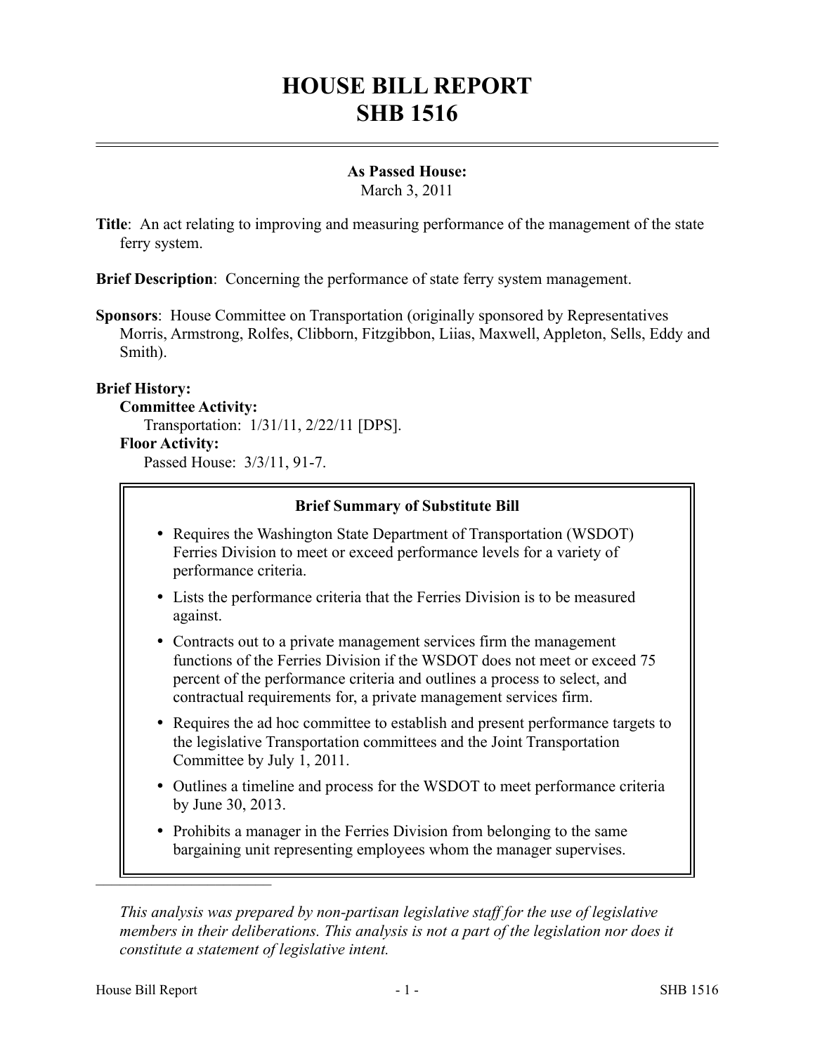# HOUSE BILL REPORT
# SHB 1516

**As Passed House:**
March 3, 2011

**Title**: An act relating to improving and measuring performance of the management of the state ferry system.

**Brief Description**: Concerning the performance of state ferry system management.

**Sponsors**: House Committee on Transportation (originally sponsored by Representatives Morris, Armstrong, Rolfes, Clibborn, Fitzgibbon, Liias, Maxwell, Appleton, Sells, Eddy and Smith).

**Brief History:**

**Committee Activity:**
Transportation: 1/31/11, 2/22/11 [DPS].

**Floor Activity:**
Passed House: 3/3/11, 91-7.

**Brief Summary of Substitute Bill**

- Requires the Washington State Department of Transportation (WSDOT) Ferries Division to meet or exceed performance levels for a variety of performance criteria.
- Lists the performance criteria that the Ferries Division is to be measured against.
- Contracts out to a private management services firm the management functions of the Ferries Division if the WSDOT does not meet or exceed 75 percent of the performance criteria and outlines a process to select, and contractual requirements for, a private management services firm.
- Requires the ad hoc committee to establish and present performance targets to the legislative Transportation committees and the Joint Transportation Committee by July 1, 2011.
- Outlines a timeline and process for the WSDOT to meet performance criteria by June 30, 2013.
- Prohibits a manager in the Ferries Division from belonging to the same bargaining unit representing employees whom the manager supervises.

---

*This analysis was prepared by non-partisan legislative staff for the use of legislative members in their deliberations. This analysis is not a part of the legislation nor does it constitute a statement of legislative intent.*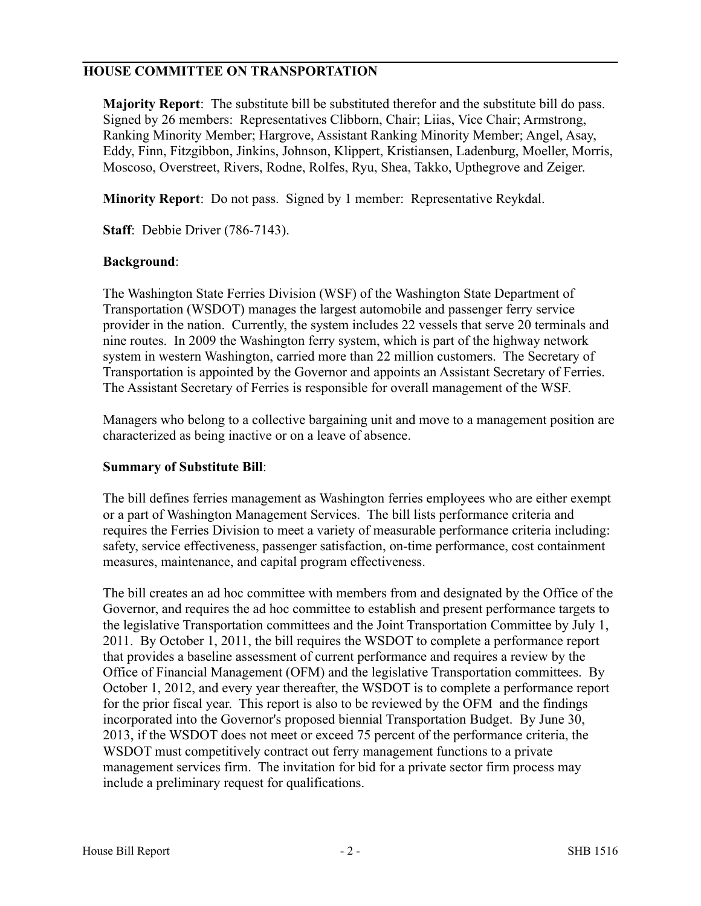## HOUSE COMMITTEE ON TRANSPORTATION

**Majority Report**: The substitute bill be substituted therefor and the substitute bill do pass. Signed by 26 members: Representatives Clibborn, Chair; Liias, Vice Chair; Armstrong, Ranking Minority Member; Hargrove, Assistant Ranking Minority Member; Angel, Asay, Eddy, Finn, Fitzgibbon, Jinkins, Johnson, Klippert, Kristiansen, Ladenburg, Moeller, Morris, Moscoso, Overstreet, Rivers, Rodne, Rolfes, Ryu, Shea, Takko, Upthegrove and Zeiger.

**Minority Report**: Do not pass. Signed by 1 member: Representative Reykdal.

**Staff**: Debbie Driver (786-7143).

**Background**:

The Washington State Ferries Division (WSF) of the Washington State Department of Transportation (WSDOT) manages the largest automobile and passenger ferry service provider in the nation. Currently, the system includes 22 vessels that serve 20 terminals and nine routes. In 2009 the Washington ferry system, which is part of the highway network system in western Washington, carried more than 22 million customers. The Secretary of Transportation is appointed by the Governor and appoints an Assistant Secretary of Ferries. The Assistant Secretary of Ferries is responsible for overall management of the WSF.

Managers who belong to a collective bargaining unit and move to a management position are characterized as being inactive or on a leave of absence.

**Summary of Substitute Bill**:

The bill defines ferries management as Washington ferries employees who are either exempt or a part of Washington Management Services. The bill lists performance criteria and requires the Ferries Division to meet a variety of measurable performance criteria including: safety, service effectiveness, passenger satisfaction, on-time performance, cost containment measures, maintenance, and capital program effectiveness.

The bill creates an ad hoc committee with members from and designated by the Office of the Governor, and requires the ad hoc committee to establish and present performance targets to the legislative Transportation committees and the Joint Transportation Committee by July 1, 2011. By October 1, 2011, the bill requires the WSDOT to complete a performance report that provides a baseline assessment of current performance and requires a review by the Office of Financial Management (OFM) and the legislative Transportation committees. By October 1, 2012, and every year thereafter, the WSDOT is to complete a performance report for the prior fiscal year. This report is also to be reviewed by the OFM and the findings incorporated into the Governor's proposed biennial Transportation Budget. By June 30, 2013, if the WSDOT does not meet or exceed 75 percent of the performance criteria, the WSDOT must competitively contract out ferry management functions to a private management services firm. The invitation for bid for a private sector firm process may include a preliminary request for qualifications.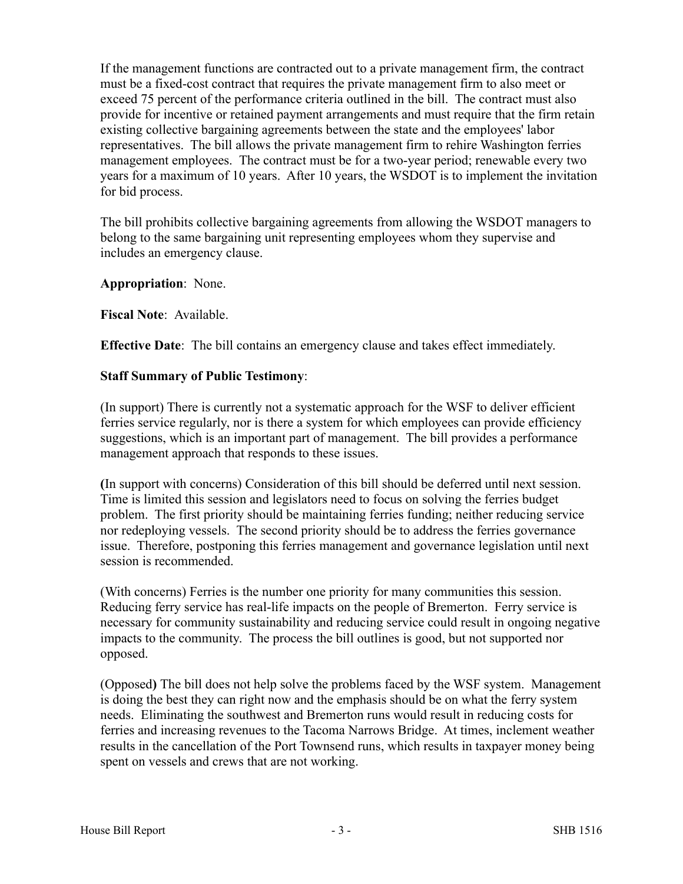If the management functions are contracted out to a private management firm, the contract must be a fixed-cost contract that requires the private management firm to also meet or exceed 75 percent of the performance criteria outlined in the bill. The contract must also provide for incentive or retained payment arrangements and must require that the firm retain existing collective bargaining agreements between the state and the employees' labor representatives. The bill allows the private management firm to rehire Washington ferries management employees. The contract must be for a two-year period; renewable every two years for a maximum of 10 years. After 10 years, the WSDOT is to implement the invitation for bid process.

The bill prohibits collective bargaining agreements from allowing the WSDOT managers to belong to the same bargaining unit representing employees whom they supervise and includes an emergency clause.

**Appropriation**: None.

**Fiscal Note**: Available.

**Effective Date**: The bill contains an emergency clause and takes effect immediately.

**Staff Summary of Public Testimony**:

(In support) There is currently not a systematic approach for the WSF to deliver efficient ferries service regularly, nor is there a system for which employees can provide efficiency suggestions, which is an important part of management. The bill provides a performance management approach that responds to these issues.

**(**In support with concerns) Consideration of this bill should be deferred until next session. Time is limited this session and legislators need to focus on solving the ferries budget problem. The first priority should be maintaining ferries funding; neither reducing service nor redeploying vessels. The second priority should be to address the ferries governance issue. Therefore, postponing this ferries management and governance legislation until next session is recommended.

(With concerns) Ferries is the number one priority for many communities this session. Reducing ferry service has real-life impacts on the people of Bremerton. Ferry service is necessary for community sustainability and reducing service could result in ongoing negative impacts to the community. The process the bill outlines is good, but not supported nor opposed.

(Opposed**)** The bill does not help solve the problems faced by the WSF system. Management is doing the best they can right now and the emphasis should be on what the ferry system needs. Eliminating the southwest and Bremerton runs would result in reducing costs for ferries and increasing revenues to the Tacoma Narrows Bridge. At times, inclement weather results in the cancellation of the Port Townsend runs, which results in taxpayer money being spent on vessels and crews that are not working.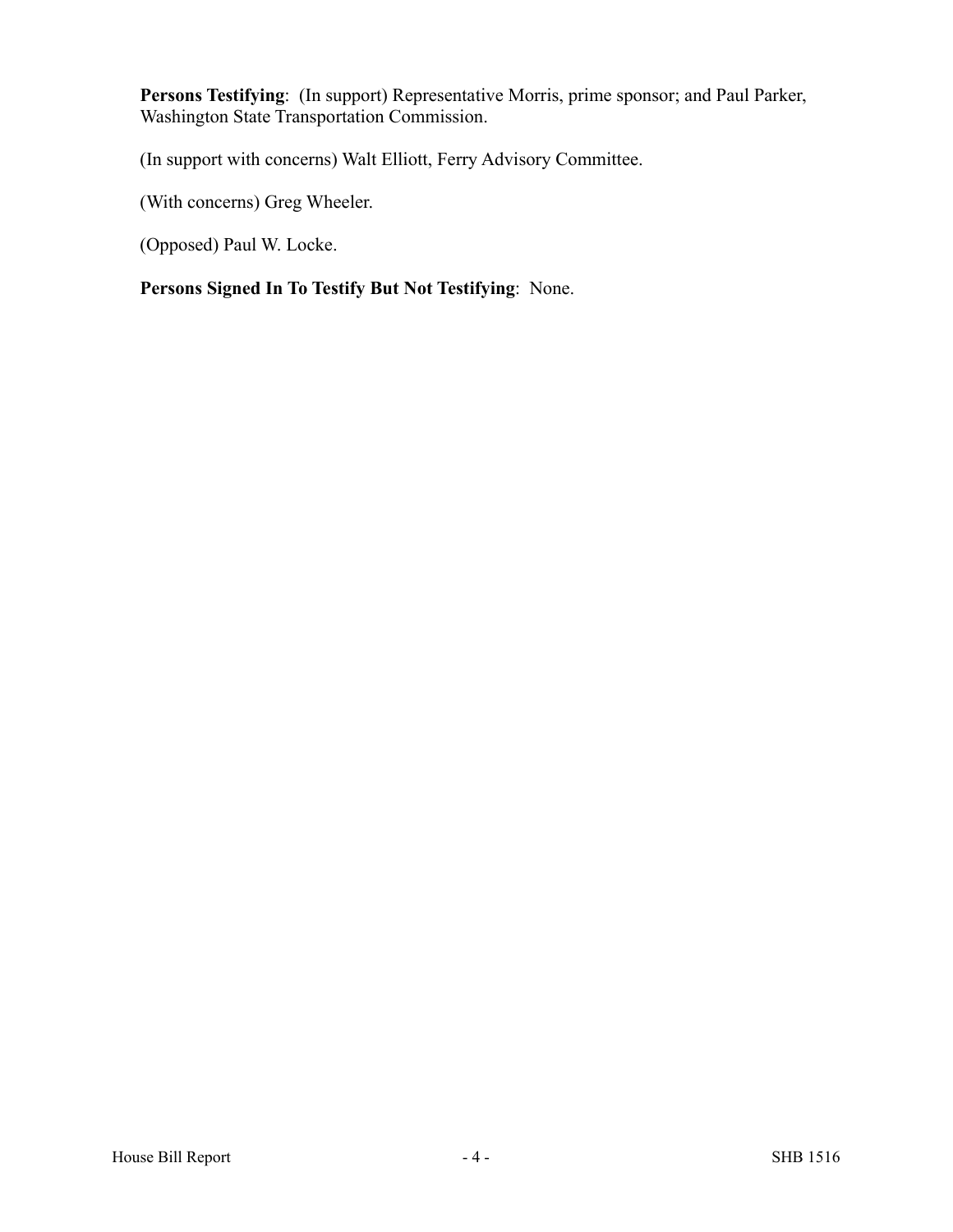**Persons Testifying**: (In support) Representative Morris, prime sponsor; and Paul Parker, Washington State Transportation Commission.

(In support with concerns) Walt Elliott, Ferry Advisory Committee.

(With concerns) Greg Wheeler.

(Opposed) Paul W. Locke.

**Persons Signed In To Testify But Not Testifying**: None.